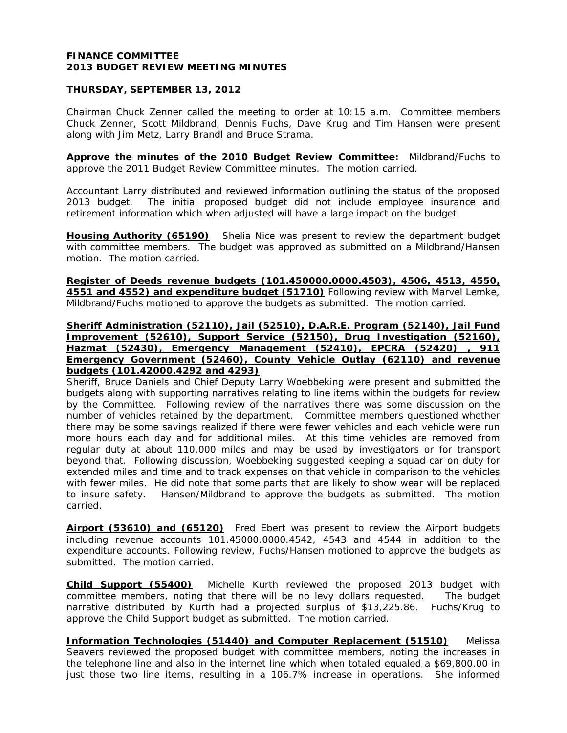**FINANCE COMMITTEE**
**2013 BUDGET REVIEW MEETING MINUTES**

**THURSDAY, SEPTEMBER 13, 2012**

Chairman Chuck Zenner called the meeting to order at 10:15 a.m. Committee members Chuck Zenner, Scott Mildbrand, Dennis Fuchs, Dave Krug and Tim Hansen were present along with Jim Metz, Larry Brandl and Bruce Strama.

**Approve the minutes of the 2010 Budget Review Committee:** Mildbrand/Fuchs to approve the 2011 Budget Review Committee minutes. The motion carried.

Accountant Larry distributed and reviewed information outlining the status of the proposed 2013 budget. The initial proposed budget did not include employee insurance and retirement information which when adjusted will have a large impact on the budget.

**Housing Authority (65190)** Shelia Nice was present to review the department budget with committee members. The budget was approved as submitted on a Mildbrand/Hansen motion. The motion carried.

**Register of Deeds revenue budgets (101.450000.0000.4503), 4506, 4513, 4550, 4551 and 4552) and expenditure budget (51710)** Following review with Marvel Lemke, Mildbrand/Fuchs motioned to approve the budgets as submitted. The motion carried.

**Sheriff Administration (52110), Jail (52510), D.A.R.E. Program (52140), Jail Fund Improvement (52610), Support Service (52150), Drug Investigation (52160), Hazmat (52430), Emergency Management (52410), EPCRA (52420) , 911 Emergency Government (52460), County Vehicle Outlay (62110) and revenue budgets (101.42000.4292 and 4293)**
Sheriff, Bruce Daniels and Chief Deputy Larry Woebbeking were present and submitted the budgets along with supporting narratives relating to line items within the budgets for review by the Committee. Following review of the narratives there was some discussion on the number of vehicles retained by the department. Committee members questioned whether there may be some savings realized if there were fewer vehicles and each vehicle were run more hours each day and for additional miles. At this time vehicles are removed from regular duty at about 110,000 miles and may be used by investigators or for transport beyond that. Following discussion, Woebbeking suggested keeping a squad car on duty for extended miles and time and to track expenses on that vehicle in comparison to the vehicles with fewer miles. He did note that some parts that are likely to show wear will be replaced to insure safety. Hansen/Mildbrand to approve the budgets as submitted. The motion carried.

**Airport (53610) and (65120)** Fred Ebert was present to review the Airport budgets including revenue accounts 101.45000.0000.4542, 4543 and 4544 in addition to the expenditure accounts. Following review, Fuchs/Hansen motioned to approve the budgets as submitted. The motion carried.

**Child Support (55400)** Michelle Kurth reviewed the proposed 2013 budget with committee members, noting that there will be no levy dollars requested. The budget narrative distributed by Kurth had a projected surplus of $13,225.86. Fuchs/Krug to approve the Child Support budget as submitted. The motion carried.

**Information Technologies (51440) and Computer Replacement (51510)** Melissa Seavers reviewed the proposed budget with committee members, noting the increases in the telephone line and also in the internet line which when totaled equaled a $69,800.00 in just those two line items, resulting in a 106.7% increase in operations. She informed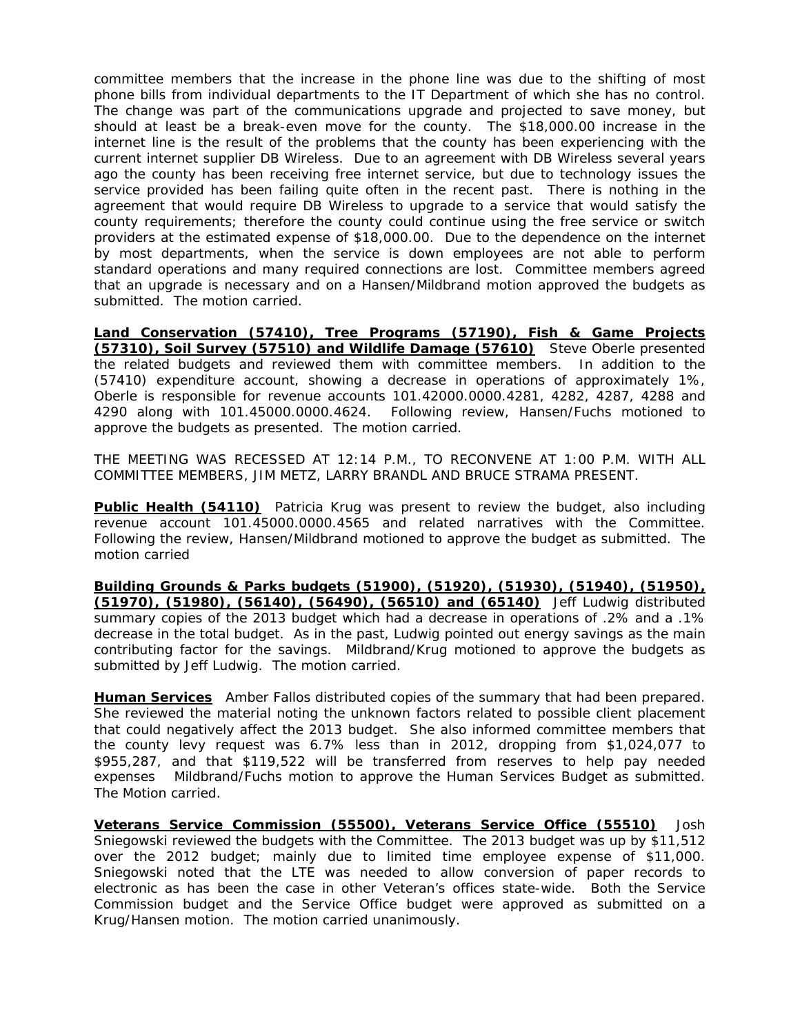committee members that the increase in the phone line was due to the shifting of most phone bills from individual departments to the IT Department of which she has no control. The change was part of the communications upgrade and projected to save money, but should at least be a break-even move for the county. The $18,000.00 increase in the internet line is the result of the problems that the county has been experiencing with the current internet supplier DB Wireless. Due to an agreement with DB Wireless several years ago the county has been receiving free internet service, but due to technology issues the service provided has been failing quite often in the recent past. There is nothing in the agreement that would require DB Wireless to upgrade to a service that would satisfy the county requirements; therefore the county could continue using the free service or switch providers at the estimated expense of $18,000.00. Due to the dependence on the internet by most departments, when the service is down employees are not able to perform standard operations and many required connections are lost. Committee members agreed that an upgrade is necessary and on a Hansen/Mildbrand motion approved the budgets as submitted. The motion carried.

**Land Conservation (57410), Tree Programs (57190), Fish & Game Projects (57310), Soil Survey (57510) and Wildlife Damage (57610)** Steve Oberle presented the related budgets and reviewed them with committee members. In addition to the (57410) expenditure account, showing a decrease in operations of approximately 1%, Oberle is responsible for revenue accounts 101.42000.0000.4281, 4282, 4287, 4288 and 4290 along with 101.45000.0000.4624. Following review, Hansen/Fuchs motioned to approve the budgets as presented. The motion carried.

THE MEETING WAS RECESSED AT 12:14 P.M., TO RECONVENE AT 1:00 P.M. WITH ALL COMMITTEE MEMBERS, JIM METZ, LARRY BRANDL AND BRUCE STRAMA PRESENT.

**Public Health (54110)** Patricia Krug was present to review the budget, also including revenue account 101.45000.0000.4565 and related narratives with the Committee. Following the review, Hansen/Mildbrand motioned to approve the budget as submitted. The motion carried

**Building Grounds & Parks budgets (51900), (51920), (51930), (51940), (51950), (51970), (51980), (56140), (56490), (56510) and (65140)** Jeff Ludwig distributed summary copies of the 2013 budget which had a decrease in operations of .2% and a .1% decrease in the total budget. As in the past, Ludwig pointed out energy savings as the main contributing factor for the savings. Mildbrand/Krug motioned to approve the budgets as submitted by Jeff Ludwig. The motion carried.

**Human Services** Amber Fallos distributed copies of the summary that had been prepared. She reviewed the material noting the unknown factors related to possible client placement that could negatively affect the 2013 budget. She also informed committee members that the county levy request was 6.7% less than in 2012, dropping from $1,024,077 to $955,287, and that $119,522 will be transferred from reserves to help pay needed expenses Mildbrand/Fuchs motion to approve the Human Services Budget as submitted. The Motion carried.

**Veterans Service Commission (55500), Veterans Service Office (55510)** Josh Sniegowski reviewed the budgets with the Committee. The 2013 budget was up by $11,512 over the 2012 budget; mainly due to limited time employee expense of $11,000. Sniegowski noted that the LTE was needed to allow conversion of paper records to electronic as has been the case in other Veteran's offices state-wide. Both the Service Commission budget and the Service Office budget were approved as submitted on a Krug/Hansen motion. The motion carried unanimously.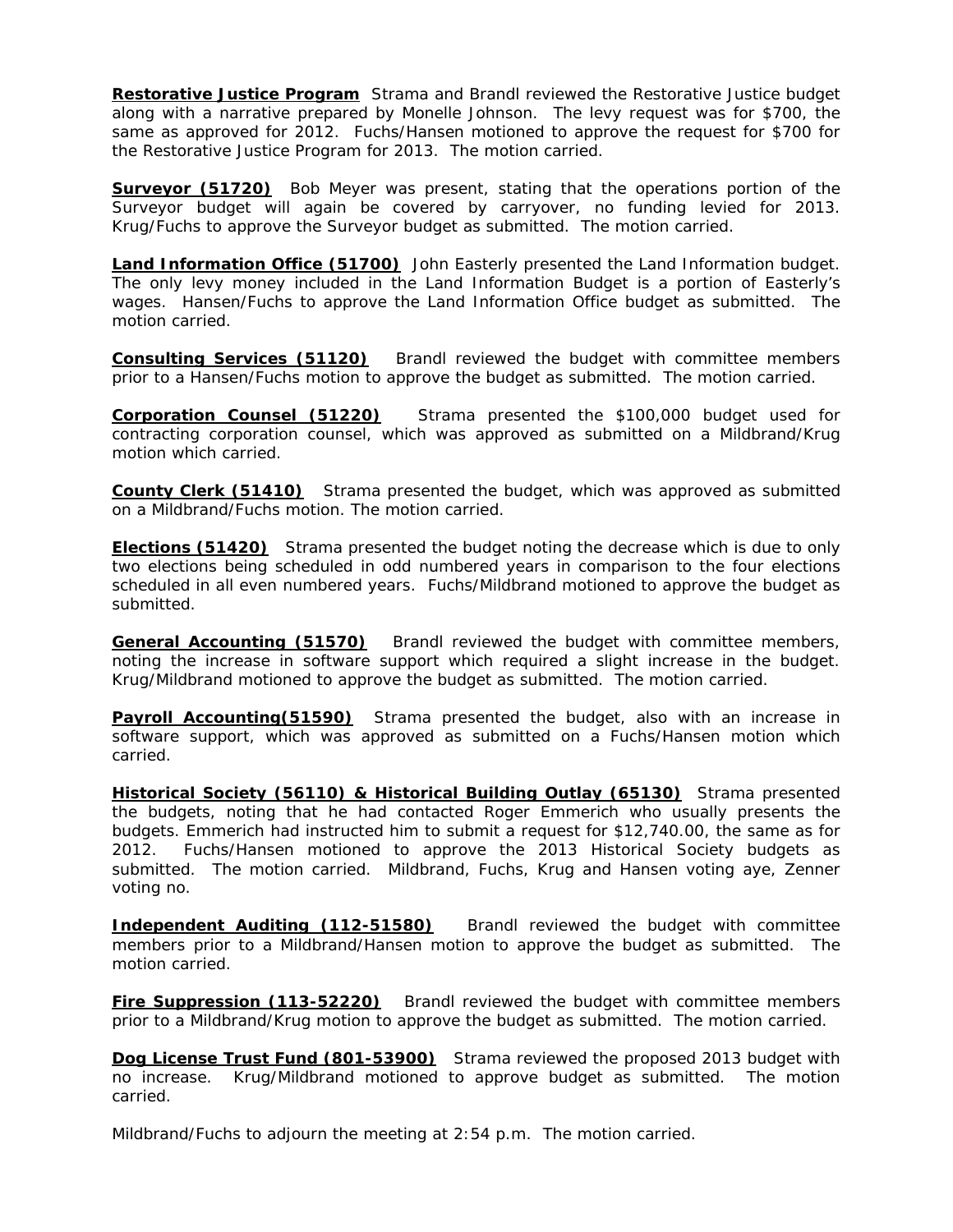**Restorative Justice Program** Strama and Brandl reviewed the Restorative Justice budget along with a narrative prepared by Monelle Johnson. The levy request was for $700, the same as approved for 2012. Fuchs/Hansen motioned to approve the request for $700 for the Restorative Justice Program for 2013. The motion carried.

**Surveyor (51720)** Bob Meyer was present, stating that the operations portion of the Surveyor budget will again be covered by carryover, no funding levied for 2013. Krug/Fuchs to approve the Surveyor budget as submitted. The motion carried.

**Land Information Office (51700)** John Easterly presented the Land Information budget. The only levy money included in the Land Information Budget is a portion of Easterly's wages. Hansen/Fuchs to approve the Land Information Office budget as submitted. The motion carried.

**Consulting Services (51120)** Brandl reviewed the budget with committee members prior to a Hansen/Fuchs motion to approve the budget as submitted. The motion carried.

**Corporation Counsel (51220)** Strama presented the $100,000 budget used for contracting corporation counsel, which was approved as submitted on a Mildbrand/Krug motion which carried.

**County Clerk (51410)** Strama presented the budget, which was approved as submitted on a Mildbrand/Fuchs motion. The motion carried.

**Elections (51420)** Strama presented the budget noting the decrease which is due to only two elections being scheduled in odd numbered years in comparison to the four elections scheduled in all even numbered years. Fuchs/Mildbrand motioned to approve the budget as submitted.

**General Accounting (51570)** Brandl reviewed the budget with committee members, noting the increase in software support which required a slight increase in the budget. Krug/Mildbrand motioned to approve the budget as submitted. The motion carried.

**Payroll Accounting(51590)** Strama presented the budget, also with an increase in software support, which was approved as submitted on a Fuchs/Hansen motion which carried.

**Historical Society (56110) & Historical Building Outlay (65130)** Strama presented the budgets, noting that he had contacted Roger Emmerich who usually presents the budgets. Emmerich had instructed him to submit a request for $12,740.00, the same as for 2012. Fuchs/Hansen motioned to approve the 2013 Historical Society budgets as submitted. The motion carried. Mildbrand, Fuchs, Krug and Hansen voting aye, Zenner voting no.

**Independent Auditing (112-51580)** Brandl reviewed the budget with committee members prior to a Mildbrand/Hansen motion to approve the budget as submitted. The motion carried.

**Fire Suppression (113-52220)** Brandl reviewed the budget with committee members prior to a Mildbrand/Krug motion to approve the budget as submitted. The motion carried.

**Dog License Trust Fund (801-53900)** Strama reviewed the proposed 2013 budget with no increase. Krug/Mildbrand motioned to approve budget as submitted. The motion carried.

Mildbrand/Fuchs to adjourn the meeting at 2:54 p.m. The motion carried.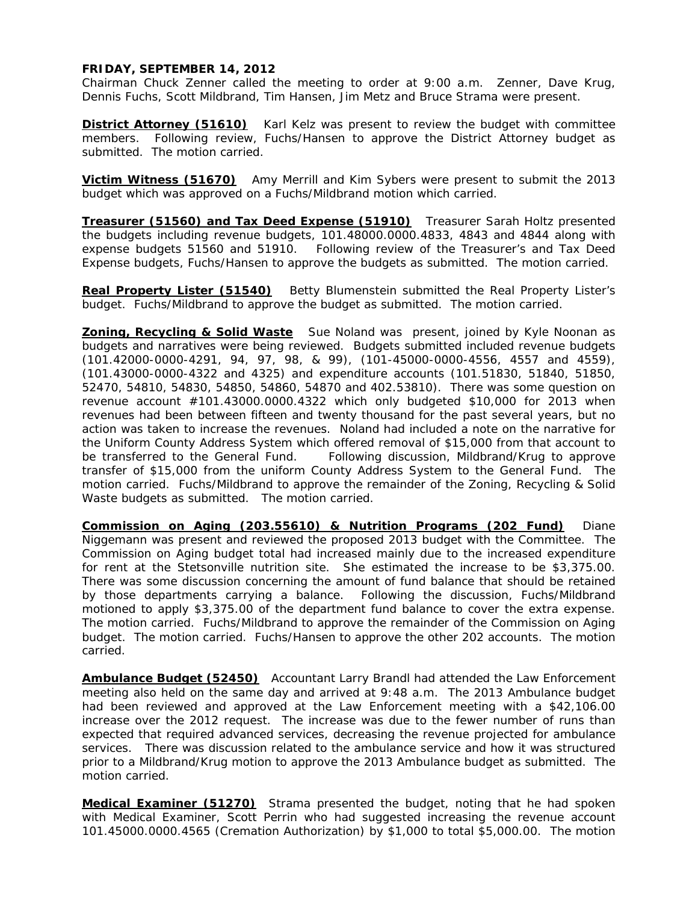**FRIDAY, SEPTEMBER 14, 2012**
Chairman Chuck Zenner called the meeting to order at 9:00 a.m. Zenner, Dave Krug, Dennis Fuchs, Scott Mildbrand, Tim Hansen, Jim Metz and Bruce Strama were present.

**District Attorney (51610)** Karl Kelz was present to review the budget with committee members. Following review, Fuchs/Hansen to approve the District Attorney budget as submitted. The motion carried.

**Victim Witness (51670)** Amy Merrill and Kim Sybers were present to submit the 2013 budget which was approved on a Fuchs/Mildbrand motion which carried.

**Treasurer (51560) and Tax Deed Expense (51910)** Treasurer Sarah Holtz presented the budgets including revenue budgets, 101.48000.0000.4833, 4843 and 4844 along with expense budgets 51560 and 51910. Following review of the Treasurer's and Tax Deed Expense budgets, Fuchs/Hansen to approve the budgets as submitted. The motion carried.

**Real Property Lister (51540)** Betty Blumenstein submitted the Real Property Lister's budget. Fuchs/Mildbrand to approve the budget as submitted. The motion carried.

**Zoning, Recycling & Solid Waste** Sue Noland was present, joined by Kyle Noonan as budgets and narratives were being reviewed. Budgets submitted included revenue budgets (101.42000-0000-4291, 94, 97, 98, & 99), (101-45000-0000-4556, 4557 and 4559), (101.43000-0000-4322 and 4325) and expenditure accounts (101.51830, 51840, 51850, 52470, 54810, 54830, 54850, 54860, 54870 and 402.53810). There was some question on revenue account #101.43000.0000.4322 which only budgeted $10,000 for 2013 when revenues had been between fifteen and twenty thousand for the past several years, but no action was taken to increase the revenues. Noland had included a note on the narrative for the Uniform County Address System which offered removal of $15,000 from that account to be transferred to the General Fund. Following discussion, Mildbrand/Krug to approve transfer of $15,000 from the uniform County Address System to the General Fund. The motion carried. Fuchs/Mildbrand to approve the remainder of the Zoning, Recycling & Solid Waste budgets as submitted. The motion carried.

**Commission on Aging (203.55610) & Nutrition Programs (202 Fund)** Diane Niggemann was present and reviewed the proposed 2013 budget with the Committee. The Commission on Aging budget total had increased mainly due to the increased expenditure for rent at the Stetsonville nutrition site. She estimated the increase to be $3,375.00. There was some discussion concerning the amount of fund balance that should be retained by those departments carrying a balance. Following the discussion, Fuchs/Mildbrand motioned to apply $3,375.00 of the department fund balance to cover the extra expense. The motion carried. Fuchs/Mildbrand to approve the remainder of the Commission on Aging budget. The motion carried. Fuchs/Hansen to approve the other 202 accounts. The motion carried.

**Ambulance Budget (52450)** Accountant Larry Brandl had attended the Law Enforcement meeting also held on the same day and arrived at 9:48 a.m. The 2013 Ambulance budget had been reviewed and approved at the Law Enforcement meeting with a $42,106.00 increase over the 2012 request. The increase was due to the fewer number of runs than expected that required advanced services, decreasing the revenue projected for ambulance services. There was discussion related to the ambulance service and how it was structured prior to a Mildbrand/Krug motion to approve the 2013 Ambulance budget as submitted. The motion carried.

**Medical Examiner (51270)** Strama presented the budget, noting that he had spoken with Medical Examiner, Scott Perrin who had suggested increasing the revenue account 101.45000.0000.4565 (Cremation Authorization) by $1,000 to total $5,000.00. The motion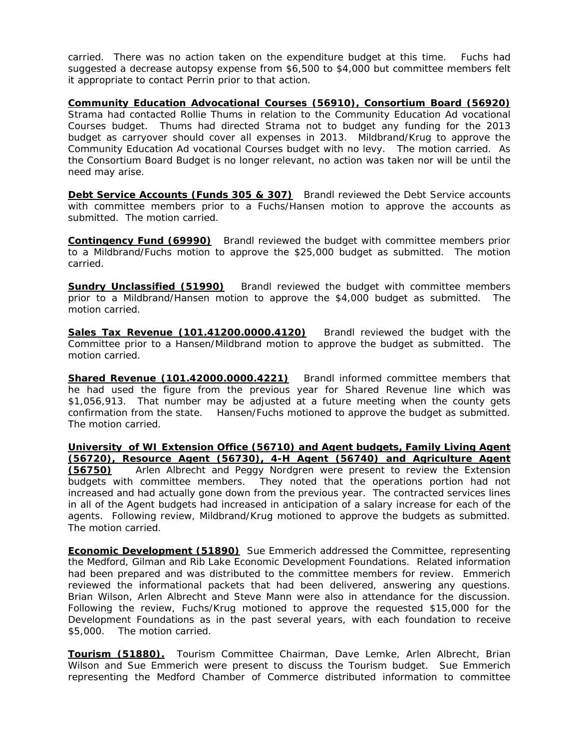carried. There was no action taken on the expenditure budget at this time. Fuchs had suggested a decrease autopsy expense from $6,500 to $4,000 but committee members felt it appropriate to contact Perrin prior to that action.

**Community Education Advocational Courses (56910), Consortium Board (56920)** Strama had contacted Rollie Thums in relation to the Community Education Ad vocational Courses budget. Thums had directed Strama not to budget any funding for the 2013 budget as carryover should cover all expenses in 2013. Mildbrand/Krug to approve the Community Education Ad vocational Courses budget with no levy. The motion carried. As the Consortium Board Budget is no longer relevant, no action was taken nor will be until the need may arise.

**Debt Service Accounts (Funds 305 & 307)** Brandl reviewed the Debt Service accounts with committee members prior to a Fuchs/Hansen motion to approve the accounts as submitted. The motion carried.

**Contingency Fund (69990)** Brandl reviewed the budget with committee members prior to a Mildbrand/Fuchs motion to approve the $25,000 budget as submitted. The motion carried.

**Sundry Unclassified (51990)** Brandl reviewed the budget with committee members prior to a Mildbrand/Hansen motion to approve the $4,000 budget as submitted. The motion carried.

**Sales Tax Revenue (101.41200.0000.4120)** Brandl reviewed the budget with the Committee prior to a Hansen/Mildbrand motion to approve the budget as submitted. The motion carried.

**Shared Revenue (101.42000.0000.4221)** Brandl informed committee members that he had used the figure from the previous year for Shared Revenue line which was $1,056,913. That number may be adjusted at a future meeting when the county gets confirmation from the state. Hansen/Fuchs motioned to approve the budget as submitted. The motion carried.

**University of WI Extension Office (56710) and Agent budgets, Family Living Agent (56720), Resource Agent (56730), 4-H Agent (56740) and Agriculture Agent (56750)** Arlen Albrecht and Peggy Nordgren were present to review the Extension budgets with committee members. They noted that the operations portion had not increased and had actually gone down from the previous year. The contracted services lines in all of the Agent budgets had increased in anticipation of a salary increase for each of the agents. Following review, Mildbrand/Krug motioned to approve the budgets as submitted. The motion carried.

**Economic Development (51890)** Sue Emmerich addressed the Committee, representing the Medford, Gilman and Rib Lake Economic Development Foundations. Related information had been prepared and was distributed to the committee members for review. Emmerich reviewed the informational packets that had been delivered, answering any questions. Brian Wilson, Arlen Albrecht and Steve Mann were also in attendance for the discussion. Following the review, Fuchs/Krug motioned to approve the requested $15,000 for the Development Foundations as in the past several years, with each foundation to receive $5,000. The motion carried.

**Tourism (51880).** Tourism Committee Chairman, Dave Lemke, Arlen Albrecht, Brian Wilson and Sue Emmerich were present to discuss the Tourism budget. Sue Emmerich representing the Medford Chamber of Commerce distributed information to committee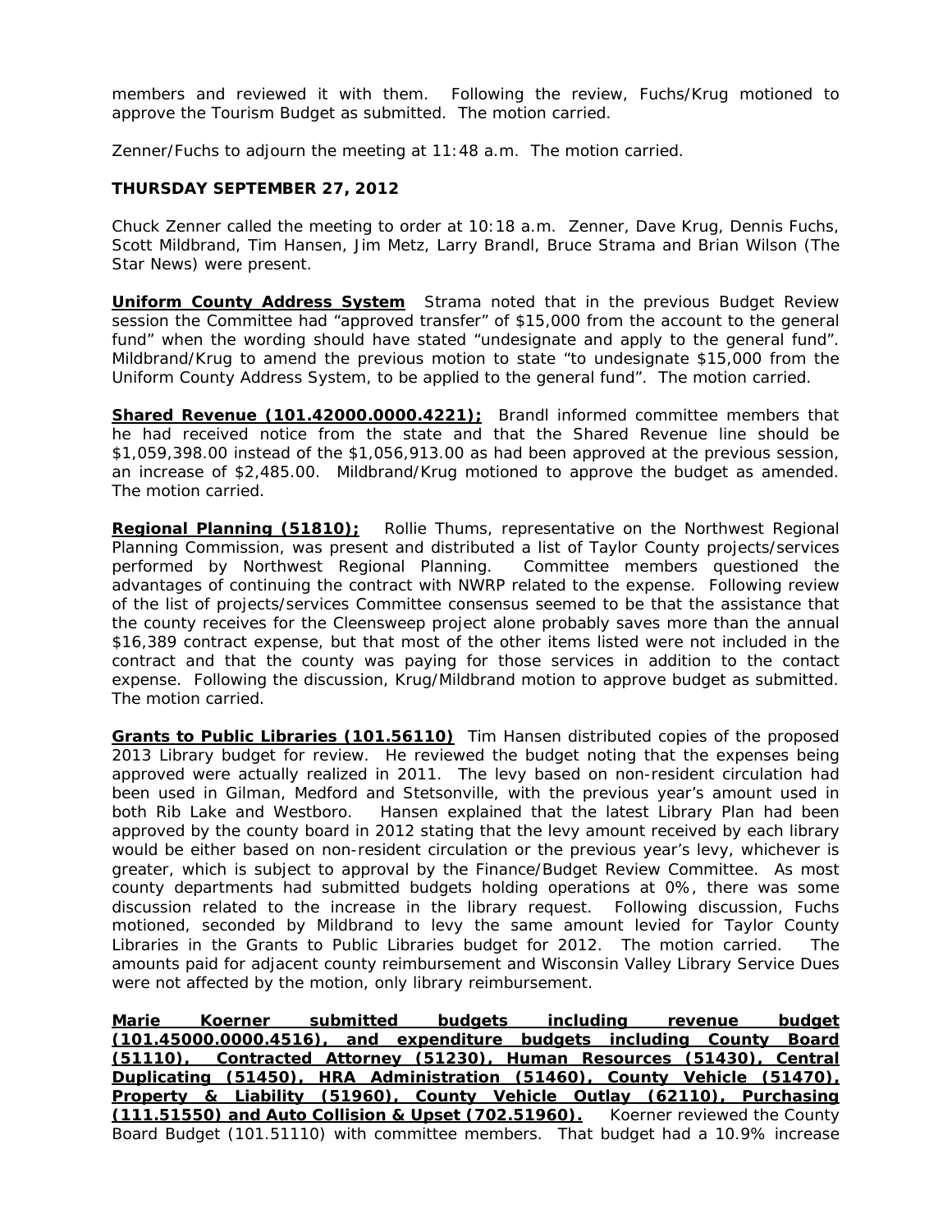members and reviewed it with them. Following the review, Fuchs/Krug motioned to approve the Tourism Budget as submitted. The motion carried.

Zenner/Fuchs to adjourn the meeting at 11:48 a.m. The motion carried.

**THURSDAY SEPTEMBER 27, 2012**

Chuck Zenner called the meeting to order at 10:18 a.m. Zenner, Dave Krug, Dennis Fuchs, Scott Mildbrand, Tim Hansen, Jim Metz, Larry Brandl, Bruce Strama and Brian Wilson (The Star News) were present.

**Uniform County Address System** Strama noted that in the previous Budget Review session the Committee had "approved transfer" of $15,000 from the account to the general fund" when the wording should have stated "undesignate and apply to the general fund". Mildbrand/Krug to amend the previous motion to state "to undesignate $15,000 from the Uniform County Address System, to be applied to the general fund". The motion carried.

**Shared Revenue (101.42000.0000.4221);** Brandl informed committee members that he had received notice from the state and that the Shared Revenue line should be $1,059,398.00 instead of the $1,056,913.00 as had been approved at the previous session, an increase of $2,485.00. Mildbrand/Krug motioned to approve the budget as amended. The motion carried.

**Regional Planning (51810);** Rollie Thums, representative on the Northwest Regional Planning Commission, was present and distributed a list of Taylor County projects/services performed by Northwest Regional Planning. Committee members questioned the advantages of continuing the contract with NWRP related to the expense. Following review of the list of projects/services Committee consensus seemed to be that the assistance that the county receives for the Cleensweep project alone probably saves more than the annual $16,389 contract expense, but that most of the other items listed were not included in the contract and that the county was paying for those services in addition to the contact expense. Following the discussion, Krug/Mildbrand motion to approve budget as submitted. The motion carried.

**Grants to Public Libraries (101.56110)** Tim Hansen distributed copies of the proposed 2013 Library budget for review. He reviewed the budget noting that the expenses being approved were actually realized in 2011. The levy based on non-resident circulation had been used in Gilman, Medford and Stetsonville, with the previous year's amount used in both Rib Lake and Westboro. Hansen explained that the latest Library Plan had been approved by the county board in 2012 stating that the levy amount received by each library would be either based on non-resident circulation or the previous year's levy, whichever is greater, which is subject to approval by the Finance/Budget Review Committee. As most county departments had submitted budgets holding operations at 0%, there was some discussion related to the increase in the library request. Following discussion, Fuchs motioned, seconded by Mildbrand to levy the same amount levied for Taylor County Libraries in the Grants to Public Libraries budget for 2012. The motion carried. The amounts paid for adjacent county reimbursement and Wisconsin Valley Library Service Dues were not affected by the motion, only library reimbursement.

**Marie Koerner submitted budgets including revenue budget (101.45000.0000.4516), and expenditure budgets including County Board (51110), Contracted Attorney (51230), Human Resources (51430), Central Duplicating (51450), HRA Administration (51460), County Vehicle (51470), Property & Liability (51960), County Vehicle Outlay (62110), Purchasing (111.51550) and Auto Collision & Upset (702.51960).** Koerner reviewed the County Board Budget (101.51110) with committee members. That budget had a 10.9% increase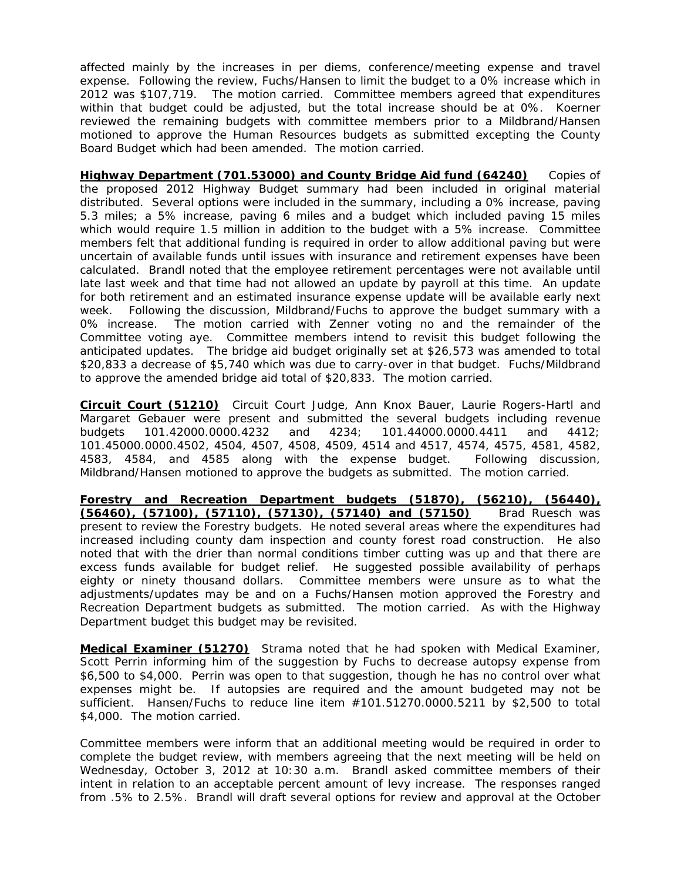affected mainly by the increases in per diems, conference/meeting expense and travel expense. Following the review, Fuchs/Hansen to limit the budget to a 0% increase which in 2012 was $107,719. The motion carried. Committee members agreed that expenditures within that budget could be adjusted, but the total increase should be at 0%. Koerner reviewed the remaining budgets with committee members prior to a Mildbrand/Hansen motioned to approve the Human Resources budgets as submitted excepting the County Board Budget which had been amended. The motion carried.

**Highway Department (701.53000) and County Bridge Aid fund (64240)** Copies of the proposed 2012 Highway Budget summary had been included in original material distributed. Several options were included in the summary, including a 0% increase, paving 5.3 miles; a 5% increase, paving 6 miles and a budget which included paving 15 miles which would require 1.5 million in addition to the budget with a 5% increase. Committee members felt that additional funding is required in order to allow additional paving but were uncertain of available funds until issues with insurance and retirement expenses have been calculated. Brandl noted that the employee retirement percentages were not available until late last week and that time had not allowed an update by payroll at this time. An update for both retirement and an estimated insurance expense update will be available early next week. Following the discussion, Mildbrand/Fuchs to approve the budget summary with a 0% increase. The motion carried with Zenner voting no and the remainder of the Committee voting aye. Committee members intend to revisit this budget following the anticipated updates. The bridge aid budget originally set at $26,573 was amended to total $20,833 a decrease of $5,740 which was due to carry-over in that budget. Fuchs/Mildbrand to approve the amended bridge aid total of $20,833. The motion carried.

**Circuit Court (51210)** Circuit Court Judge, Ann Knox Bauer, Laurie Rogers-Hartl and Margaret Gebauer were present and submitted the several budgets including revenue budgets 101.42000.0000.4232 and 4234; 101.44000.0000.4411 and 4412; 101.45000.0000.4502, 4504, 4507, 4508, 4509, 4514 and 4517, 4574, 4575, 4581, 4582, 4583, 4584, and 4585 along with the expense budget. Following discussion, Mildbrand/Hansen motioned to approve the budgets as submitted. The motion carried.

**Forestry and Recreation Department budgets (51870), (56210), (56440), (56460), (57100), (57110), (57130), (57140) and (57150)** Brad Ruesch was present to review the Forestry budgets. He noted several areas where the expenditures had increased including county dam inspection and county forest road construction. He also noted that with the drier than normal conditions timber cutting was up and that there are excess funds available for budget relief. He suggested possible availability of perhaps eighty or ninety thousand dollars. Committee members were unsure as to what the adjustments/updates may be and on a Fuchs/Hansen motion approved the Forestry and Recreation Department budgets as submitted. The motion carried. As with the Highway Department budget this budget may be revisited.

**Medical Examiner (51270)** Strama noted that he had spoken with Medical Examiner, Scott Perrin informing him of the suggestion by Fuchs to decrease autopsy expense from $6,500 to $4,000. Perrin was open to that suggestion, though he has no control over what expenses might be. If autopsies are required and the amount budgeted may not be sufficient. Hansen/Fuchs to reduce line item #101.51270.0000.5211 by $2,500 to total $4,000. The motion carried.

Committee members were inform that an additional meeting would be required in order to complete the budget review, with members agreeing that the next meeting will be held on Wednesday, October 3, 2012 at 10:30 a.m. Brandl asked committee members of their intent in relation to an acceptable percent amount of levy increase. The responses ranged from .5% to 2.5%. Brandl will draft several options for review and approval at the October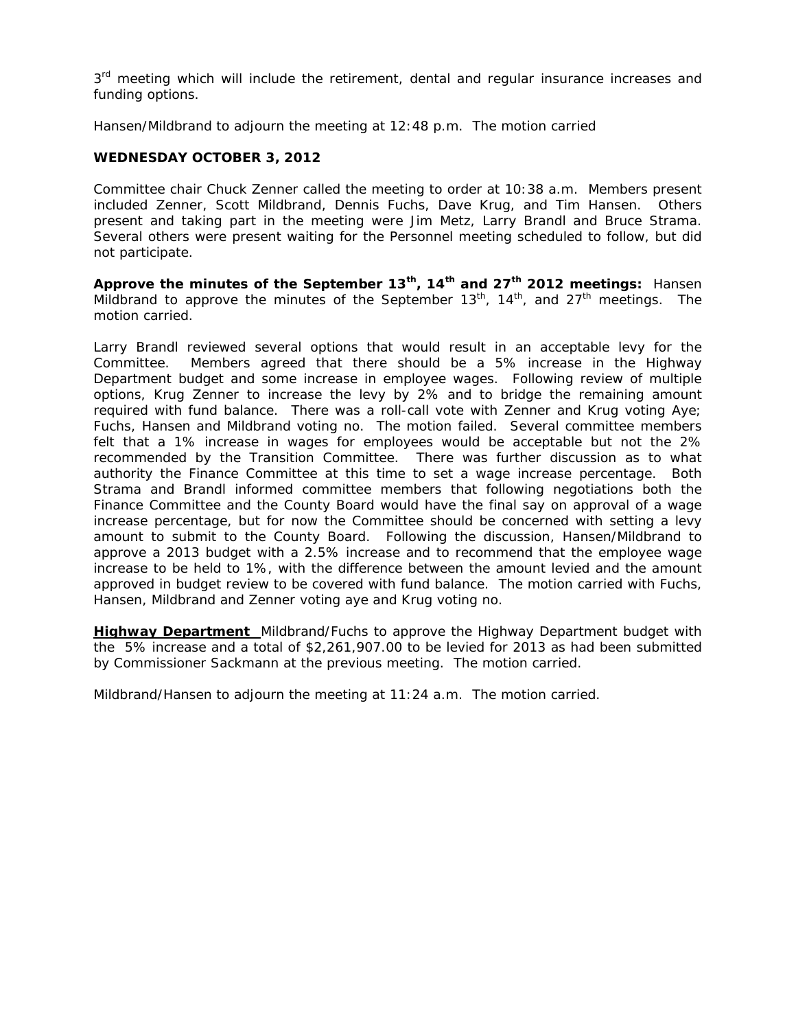3rd meeting which will include the retirement, dental and regular insurance increases and funding options.

Hansen/Mildbrand to adjourn the meeting at 12:48 p.m. The motion carried

**WEDNESDAY OCTOBER 3, 2012**

Committee chair Chuck Zenner called the meeting to order at 10:38 a.m. Members present included Zenner, Scott Mildbrand, Dennis Fuchs, Dave Krug, and Tim Hansen. Others present and taking part in the meeting were Jim Metz, Larry Brandl and Bruce Strama. Several others were present waiting for the Personnel meeting scheduled to follow, but did not participate.

**Approve the minutes of the September 13th, 14th and 27th 2012 meetings:** Hansen Mildbrand to approve the minutes of the September 13th, 14th, and 27th meetings. The motion carried.

Larry Brandl reviewed several options that would result in an acceptable levy for the Committee. Members agreed that there should be a 5% increase in the Highway Department budget and some increase in employee wages. Following review of multiple options, Krug Zenner to increase the levy by 2% and to bridge the remaining amount required with fund balance. There was a roll-call vote with Zenner and Krug voting Aye; Fuchs, Hansen and Mildbrand voting no. The motion failed. Several committee members felt that a 1% increase in wages for employees would be acceptable but not the 2% recommended by the Transition Committee. There was further discussion as to what authority the Finance Committee at this time to set a wage increase percentage. Both Strama and Brandl informed committee members that following negotiations both the Finance Committee and the County Board would have the final say on approval of a wage increase percentage, but for now the Committee should be concerned with setting a levy amount to submit to the County Board. Following the discussion, Hansen/Mildbrand to approve a 2013 budget with a 2.5% increase and to recommend that the employee wage increase to be held to 1%, with the difference between the amount levied and the amount approved in budget review to be covered with fund balance. The motion carried with Fuchs, Hansen, Mildbrand and Zenner voting aye and Krug voting no.

**Highway Department** Mildbrand/Fuchs to approve the Highway Department budget with the 5% increase and a total of $2,261,907.00 to be levied for 2013 as had been submitted by Commissioner Sackmann at the previous meeting. The motion carried.

Mildbrand/Hansen to adjourn the meeting at 11:24 a.m. The motion carried.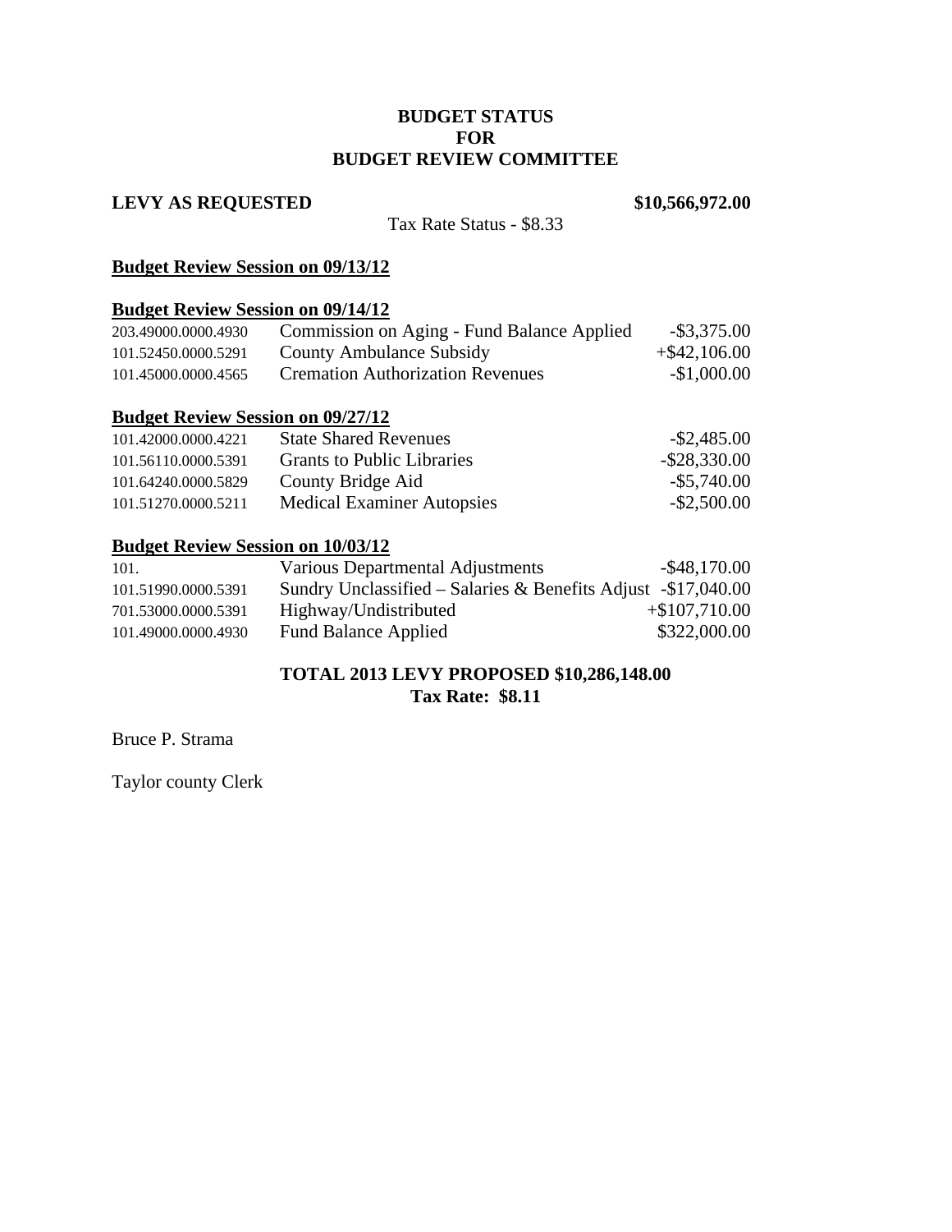**BUDGET STATUS**
**FOR**
**BUDGET REVIEW COMMITTEE**

**LEVY AS REQUESTED** **$10,566,972.00**

Tax Rate Status - $8.33

**Budget Review Session on 09/13/12**

**Budget Review Session on 09/14/12**

| | | |
|---|---|---|
| 203.49000.0000.4930 | Commission on Aging - Fund Balance Applied | -$3,375.00 |
| 101.52450.0000.5291 | County Ambulance Subsidy | +$42,106.00 |
| 101.45000.0000.4565 | Cremation Authorization Revenues | -$1,000.00 |

**Budget Review Session on 09/27/12**

| | | |
|---|---|---|
| 101.42000.0000.4221 | State Shared Revenues | -$2,485.00 |
| 101.56110.0000.5391 | Grants to Public Libraries | -$28,330.00 |
| 101.64240.0000.5829 | County Bridge Aid | -$5,740.00 |
| 101.51270.0000.5211 | Medical Examiner Autopsies | -$2,500.00 |

**Budget Review Session on 10/03/12**

| | | |
|---|---|---|
| 101. | Various Departmental Adjustments | -$48,170.00 |
| 101.51990.0000.5391 | Sundry Unclassified – Salaries & Benefits Adjust | -$17,040.00 |
| 701.53000.0000.5391 | Highway/Undistributed | +$107,710.00 |
| 101.49000.0000.4930 | Fund Balance Applied | $322,000.00 |

**TOTAL 2013 LEVY PROPOSED $10,286,148.00**
**Tax Rate: $8.11**

Bruce P. Strama

Taylor county Clerk